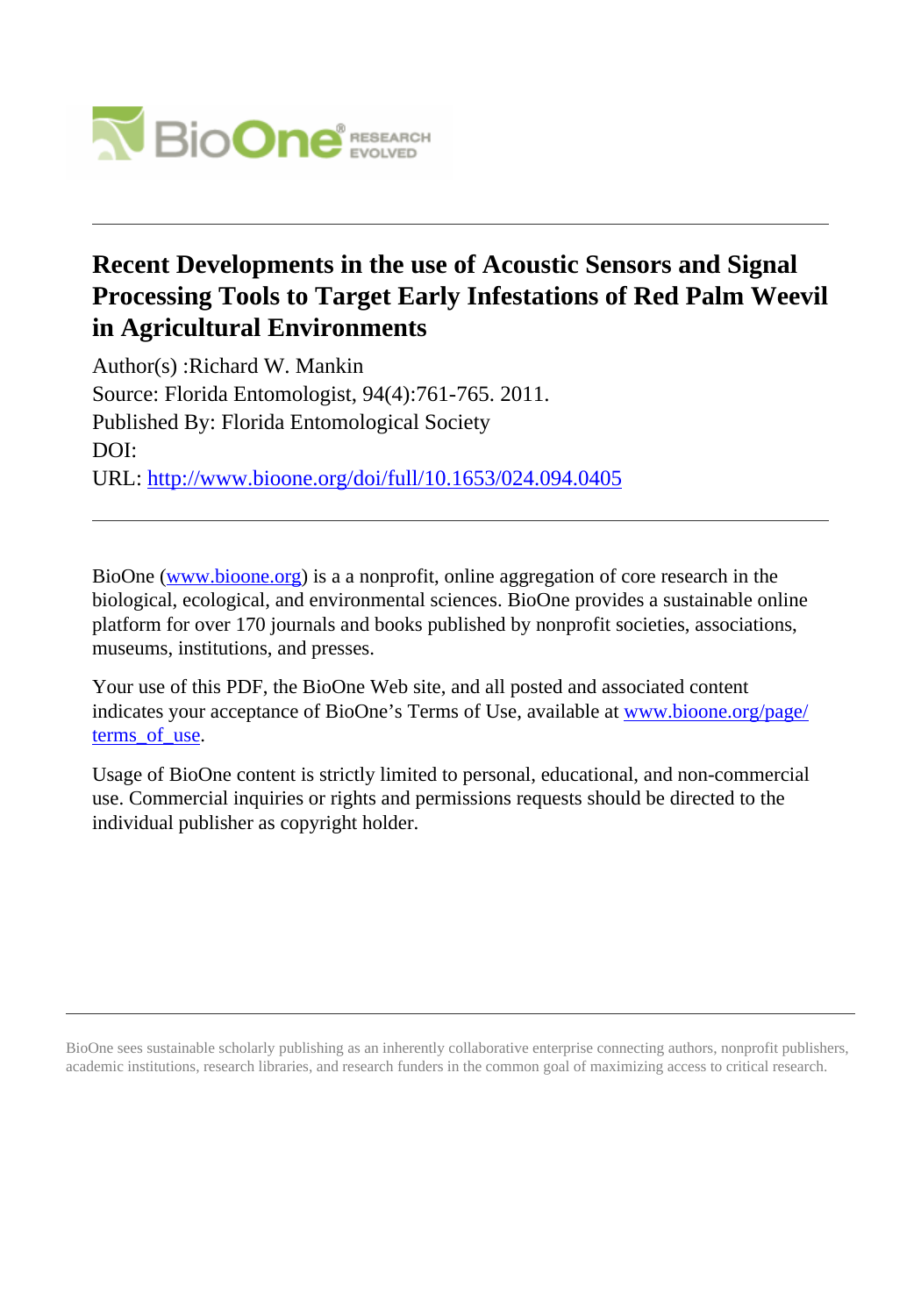# Recent Developments in the use of Acoustic Sensors and Signal Processing Tools to Target Early Infestations of Red Palm Weevil in Agricultural Environments

Author(s) :Richard W. Mankin

Source: Florida Entomologist, 94(4):761-765. 2011.

Published By: Florida Entomological Society

DOI:

URL: http://www.bioone.org/doi/full/10.1653/024.094.0405

---

BioOne (www.bioone.org) is a a nonprofit, online aggregation of core research in the biological, ecological, and environmental sciences. BioOne provides a sustainable online platform for over 170 journals and books published by nonprofit societies, associations, museums, institutions, and presses.

Your use of this PDF, the BioOne Web site, and all posted and associated content indicates your acceptance of BioOne's Terms of Use, available at www.bioone.org/page/terms_of_use.

Usage of BioOne content is strictly limited to personal, educational, and non-commercial use. Commercial inquiries or rights and permissions requests should be directed to the individual publisher as copyright holder.

---

BioOne sees sustainable scholarly publishing as an inherently collaborative enterprise connecting authors, nonprofit publishers, academic institutions, research libraries, and research funders in the common goal of maximizing access to critical research.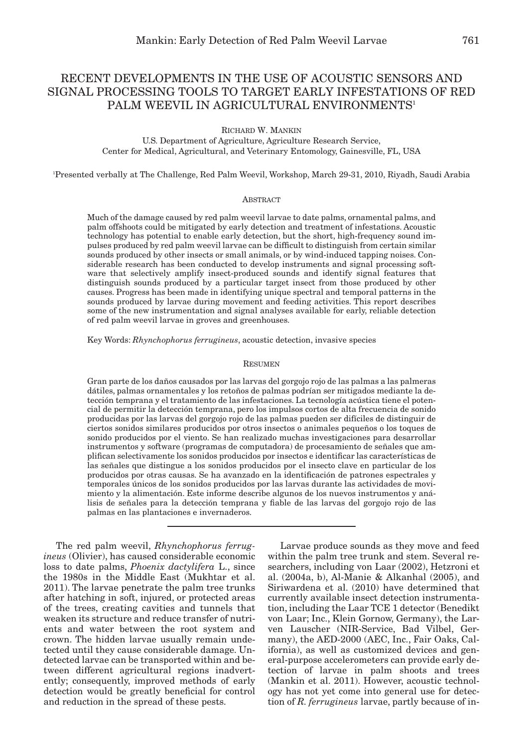# RECENT DEVELOPMENTS IN THE USE OF ACOUSTIC SENSORS AND SIGNAL PROCESSING TOOLS TO TARGET EARLY INFESTATIONS OF RED PALM WEEVIL IN AGRICULTURAL ENVIRONMENTS[1]

RICHARD W. MANKIN

U.S. Department of Agriculture, Agriculture Research Service, Center for Medical, Agricultural, and Veterinary Entomology, Gainesville, FL, USA

[1]Presented verbally at The Challenge, Red Palm Weevil, Workshop, March 29-31, 2010, Riyadh, Saudi Arabia

## ABSTRACT

Much of the damage caused by red palm weevil larvae to date palms, ornamental palms, and palm offshoots could be mitigated by early detection and treatment of infestations. Acoustic technology has potential to enable early detection, but the short, high-frequency sound impulses produced by red palm weevil larvae can be difficult to distinguish from certain similar sounds produced by other insects or small animals, or by wind-induced tapping noises. Considerable research has been conducted to develop instruments and signal processing software that selectively amplify insect-produced sounds and identify signal features that distinguish sounds produced by a particular target insect from those produced by other causes. Progress has been made in identifying unique spectral and temporal patterns in the sounds produced by larvae during movement and feeding activities. This report describes some of the new instrumentation and signal analyses available for early, reliable detection of red palm weevil larvae in groves and greenhouses.

Key Words: *Rhynchophorus ferrugineus*, acoustic detection, invasive species

## RESUMEN

Gran parte de los daños causados por las larvas del gorgojo rojo de las palmas a las palmeras dátiles, palmas ornamentales y los retoños de palmas podrían ser mitigados mediante la detección temprana y el tratamiento de las infestaciones. La tecnología acústica tiene el potencial de permitir la detección temprana, pero los impulsos cortos de alta frecuencia de sonido producidas por las larvas del gorgojo rojo de las palmas pueden ser difíciles de distinguir de ciertos sonidos similares producidos por otros insectos o animales pequeños o los toques de sonido producidos por el viento. Se han realizado muchas investigaciones para desarrollar instrumentos y software (programas de computadora) de procesamiento de señales que amplifican selectivamente los sonidos producidos por insectos e identificar las características de las señales que distingue a los sonidos producidos por el insecto clave en particular de los producidos por otras causas. Se ha avanzado en la identificación de patrones espectrales y temporales únicos de los sonidos producidos por las larvas durante las actividades de movimiento y la alimentación. Este informe describe algunos de los nuevos instrumentos y análisis de señales para la detección temprana y fiable de las larvas del gorgojo rojo de las palmas en las plantaciones e invernaderos.

---

The red palm weevil, *Rhynchophorus ferrugineus* (Olivier), has caused considerable economic loss to date palms, *Phoenix dactylifera* L., since the 1980s in the Middle East (Mukhtar et al. 2011). The larvae penetrate the palm tree trunks after hatching in soft, injured, or protected areas of the trees, creating cavities and tunnels that weaken its structure and reduce transfer of nutrients and water between the root system and crown. The hidden larvae usually remain undetected until they cause considerable damage. Undetected larvae can be transported within and between different agricultural regions inadvertently; consequently, improved methods of early detection would be greatly beneficial for control and reduction in the spread of these pests.

Larvae produce sounds as they move and feed within the palm tree trunk and stem. Several researchers, including von Laar (2002), Hetzroni et al. (2004a, b), Al-Manie & Alkanhal (2005), and Siriwardena et al. (2010) have determined that currently available insect detection instrumentation, including the Laar TCE 1 detector (Benedikt von Laar; Inc., Klein Gornow, Germany), the Larven Lauscher (NIR-Service, Bad Vilbel, Germany), the AED-2000 (AEC, Inc., Fair Oaks, California), as well as customized devices and general-purpose accelerometers can provide early detection of larvae in palm shoots and trees (Mankin et al. 2011). However, acoustic technology has not yet come into general use for detection of *R. ferrugineus* larvae, partly because of in-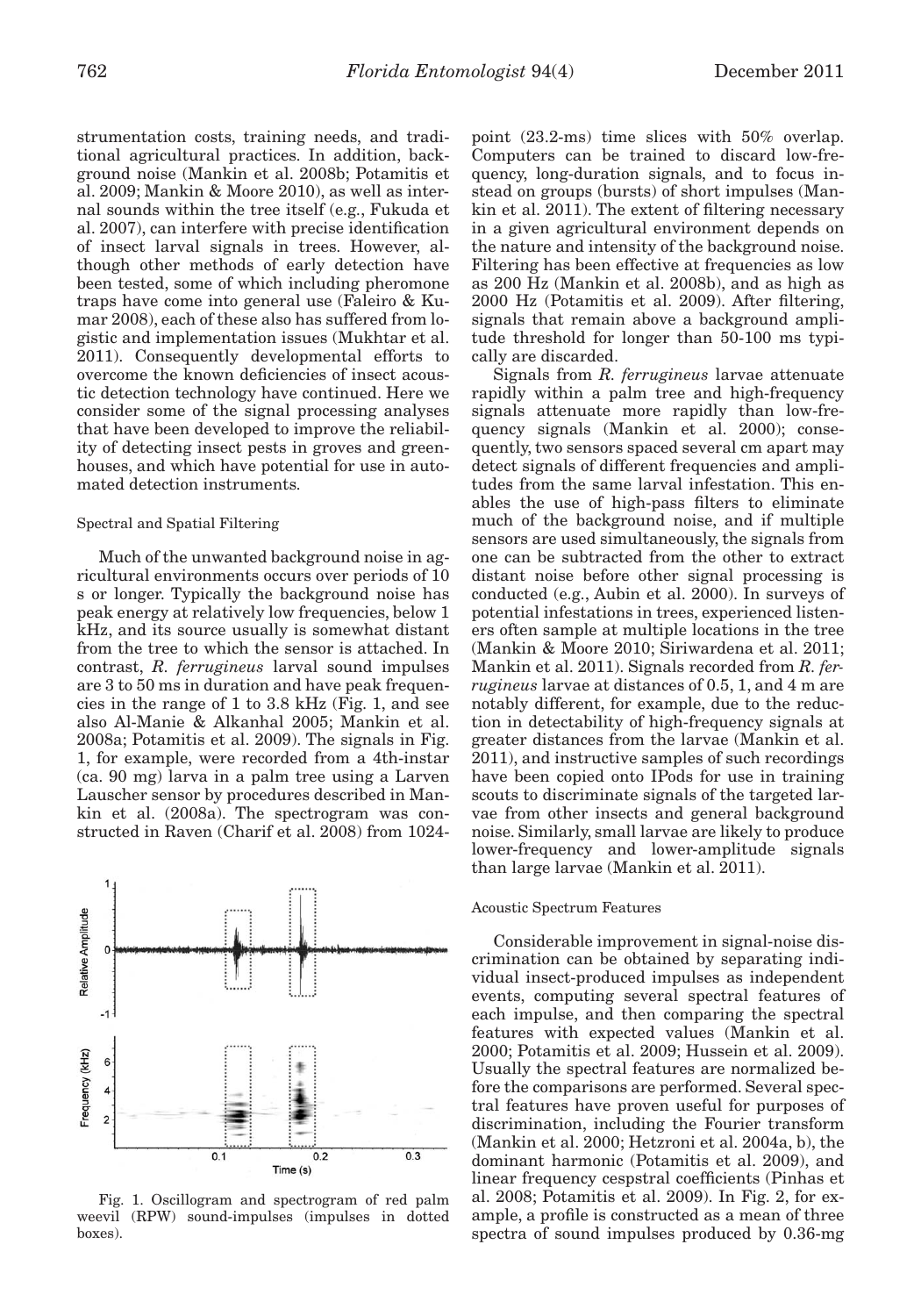strumentation costs, training needs, and traditional agricultural practices. In addition, background noise (Mankin et al. 2008b; Potamitis et al. 2009; Mankin & Moore 2010), as well as internal sounds within the tree itself (e.g., Fukuda et al. 2007), can interfere with precise identification of insect larval signals in trees. However, although other methods of early detection have been tested, some of which including pheromone traps have come into general use (Faleiro & Kumar 2008), each of these also has suffered from logistic and implementation issues (Mukhtar et al. 2011). Consequently developmental efforts to overcome the known deficiencies of insect acoustic detection technology have continued. Here we consider some of the signal processing analyses that have been developed to improve the reliability of detecting insect pests in groves and greenhouses, and which have potential for use in automated detection instruments.

### Spectral and Spatial Filtering

Much of the unwanted background noise in agricultural environments occurs over periods of 10 s or longer. Typically the background noise has peak energy at relatively low frequencies, below 1 kHz, and its source usually is somewhat distant from the tree to which the sensor is attached. In contrast, *R. ferrugineus* larval sound impulses are 3 to 50 ms in duration and have peak frequencies in the range of 1 to 3.8 kHz (Fig. 1, and see also Al-Manie & Alkanhal 2005; Mankin et al. 2008a; Potamitis et al. 2009). The signals in Fig. 1, for example, were recorded from a 4th-instar (ca. 90 mg) larva in a palm tree using a Larven Lauscher sensor by procedures described in Mankin et al. (2008a). The spectrogram was constructed in Raven (Charif et al. 2008) from 1024-point (23.2-ms) time slices with 50% overlap. Computers can be trained to discard low-frequency, long-duration signals, and to focus instead on groups (bursts) of short impulses (Mankin et al. 2011). The extent of filtering necessary in a given agricultural environment depends on the nature and intensity of the background noise. Filtering has been effective at frequencies as low as 200 Hz (Mankin et al. 2008b), and as high as 2000 Hz (Potamitis et al. 2009). After filtering, signals that remain above a background amplitude threshold for longer than 50-100 ms typically are discarded.

Fig. 1. Oscillogram and spectrogram of red palm weevil (RPW) sound-impulses (impulses in dotted boxes).

Signals from *R. ferrugineus* larvae attenuate rapidly within a palm tree and high-frequency signals attenuate more rapidly than low-frequency signals (Mankin et al. 2000); consequently, two sensors spaced several cm apart may detect signals of different frequencies and amplitudes from the same larval infestation. This enables the use of high-pass filters to eliminate much of the background noise, and if multiple sensors are used simultaneously, the signals from one can be subtracted from the other to extract distant noise before other signal processing is conducted (e.g., Aubin et al. 2000). In surveys of potential infestations in trees, experienced listeners often sample at multiple locations in the tree (Mankin & Moore 2010; Siriwardena et al. 2011; Mankin et al. 2011). Signals recorded from *R. ferrugineus* larvae at distances of 0.5, 1, and 4 m are notably different, for example, due to the reduction in detectability of high-frequency signals at greater distances from the larvae (Mankin et al. 2011), and instructive samples of such recordings have been copied onto IPods for use in training scouts to discriminate signals of the targeted larvae from other insects and general background noise. Similarly, small larvae are likely to produce lower-frequency and lower-amplitude signals than large larvae (Mankin et al. 2011).

### Acoustic Spectrum Features

Considerable improvement in signal-noise discrimination can be obtained by separating individual insect-produced impulses as independent events, computing several spectral features of each impulse, and then comparing the spectral features with expected values (Mankin et al. 2000; Potamitis et al. 2009; Hussein et al. 2009). Usually the spectral features are normalized before the comparisons are performed. Several spectral features have proven useful for purposes of discrimination, including the Fourier transform (Mankin et al. 2000; Hetzroni et al. 2004a, b), the dominant harmonic (Potamitis et al. 2009), and linear frequency cespstral coefficients (Pinhas et al. 2008; Potamitis et al. 2009). In Fig. 2, for example, a profile is constructed as a mean of three spectra of sound impulses produced by 0.36-mg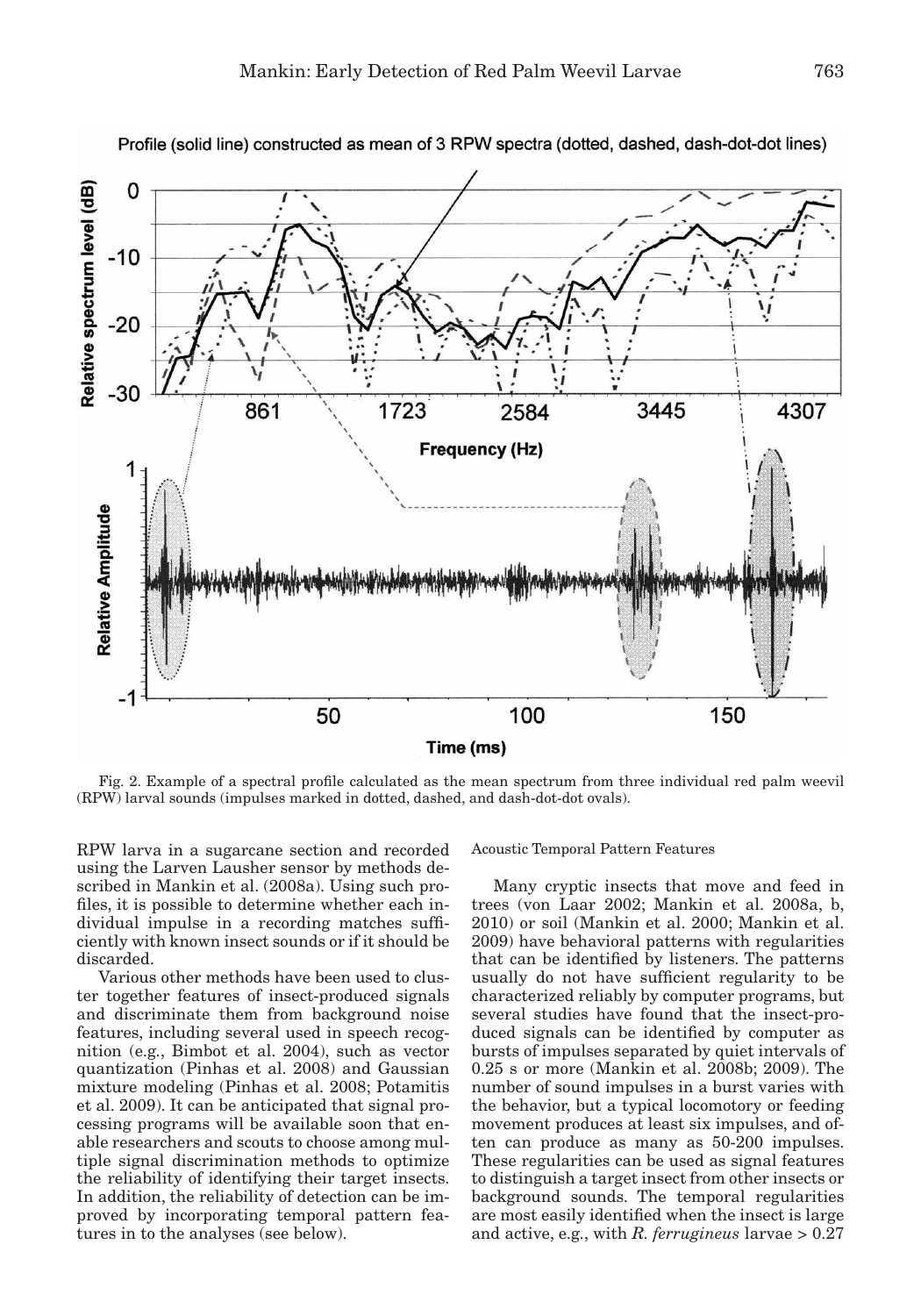Fig. 2. Example of a spectral profile calculated as the mean spectrum from three individual red palm weevil (RPW) larval sounds (impulses marked in dotted, dashed, and dash-dot-dot ovals).

RPW larva in a sugarcane section and recorded using the Larven Lausher sensor by methods described in Mankin et al. (2008a). Using such profiles, it is possible to determine whether each individual impulse in a recording matches sufficiently with known insect sounds or if it should be discarded.

Various other methods have been used to cluster together features of insect-produced signals and discriminate them from background noise features, including several used in speech recognition (e.g., Bimbot et al. 2004), such as vector quantization (Pinhas et al. 2008) and Gaussian mixture modeling (Pinhas et al. 2008; Potamitis et al. 2009). It can be anticipated that signal processing programs will be available soon that enable researchers and scouts to choose among multiple signal discrimination methods to optimize the reliability of identifying their target insects. In addition, the reliability of detection can be improved by incorporating temporal pattern features in to the analyses (see below).

### Acoustic Temporal Pattern Features

Many cryptic insects that move and feed in trees (von Laar 2002; Mankin et al. 2008a, b, 2010) or soil (Mankin et al. 2000; Mankin et al. 2009) have behavioral patterns with regularities that can be identified by listeners. The patterns usually do not have sufficient regularity to be characterized reliably by computer programs, but several studies have found that the insect-produced signals can be identified by computer as bursts of impulses separated by quiet intervals of 0.25 s or more (Mankin et al. 2008b; 2009). The number of sound impulses in a burst varies with the behavior, but a typical locomotory or feeding movement produces at least six impulses, and often can produce as many as 50-200 impulses. These regularities can be used as signal features to distinguish a target insect from other insects or background sounds. The temporal regularities are most easily identified when the insect is large and active, e.g., with *R. ferrugineus* larvae > 0.27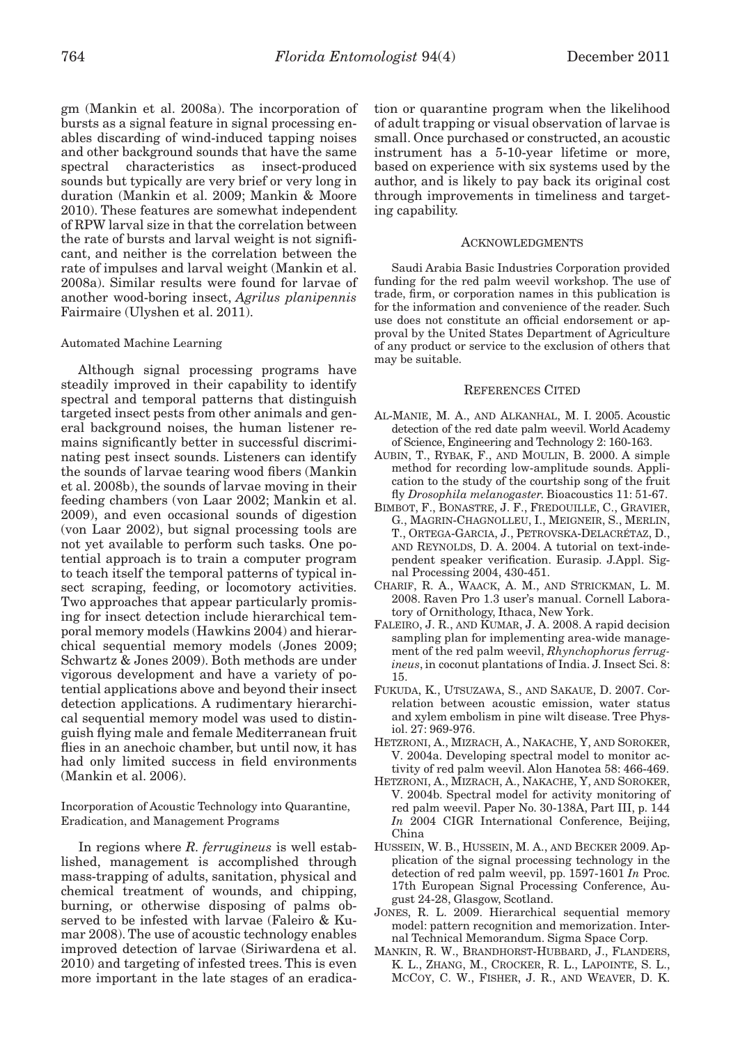gm (Mankin et al. 2008a). The incorporation of bursts as a signal feature in signal processing enables discarding of wind-induced tapping noises and other background sounds that have the same spectral characteristics as insect-produced sounds but typically are very brief or very long in duration (Mankin et al. 2009; Mankin & Moore 2010). These features are somewhat independent of RPW larval size in that the correlation between the rate of bursts and larval weight is not significant, and neither is the correlation between the rate of impulses and larval weight (Mankin et al. 2008a). Similar results were found for larvae of another wood-boring insect, *Agrilus planipennis* Fairmaire (Ulyshen et al. 2011).

### Automated Machine Learning

Although signal processing programs have steadily improved in their capability to identify spectral and temporal patterns that distinguish targeted insect pests from other animals and general background noises, the human listener remains significantly better in successful discriminating pest insect sounds. Listeners can identify the sounds of larvae tearing wood fibers (Mankin et al. 2008b), the sounds of larvae moving in their feeding chambers (von Laar 2002; Mankin et al. 2009), and even occasional sounds of digestion (von Laar 2002), but signal processing tools are not yet available to perform such tasks. One potential approach is to train a computer program to teach itself the temporal patterns of typical insect scraping, feeding, or locomotory activities. Two approaches that appear particularly promising for insect detection include hierarchical temporal memory models (Hawkins 2004) and hierarchical sequential memory models (Jones 2009; Schwartz & Jones 2009). Both methods are under vigorous development and have a variety of potential applications above and beyond their insect detection applications. A rudimentary hierarchical sequential memory model was used to distinguish flying male and female Mediterranean fruit flies in an anechoic chamber, but until now, it has had only limited success in field environments (Mankin et al. 2006).

### Incorporation of Acoustic Technology into Quarantine, Eradication, and Management Programs

In regions where *R. ferrugineus* is well established, management is accomplished through mass-trapping of adults, sanitation, physical and chemical treatment of wounds, and chipping, burning, or otherwise disposing of palms observed to be infested with larvae (Faleiro & Kumar 2008). The use of acoustic technology enables improved detection of larvae (Siriwardena et al. 2010) and targeting of infested trees. This is even more important in the late stages of an eradication or quarantine program when the likelihood of adult trapping or visual observation of larvae is small. Once purchased or constructed, an acoustic instrument has a 5-10-year lifetime or more, based on experience with six systems used by the author, and is likely to pay back its original cost through improvements in timeliness and targeting capability.

## Acknowledgments

Saudi Arabia Basic Industries Corporation provided funding for the red palm weevil workshop. The use of trade, firm, or corporation names in this publication is for the information and convenience of the reader. Such use does not constitute an official endorsement or approval by the United States Department of Agriculture of any product or service to the exclusion of others that may be suitable.

## References Cited

AL-MANIE, M. A., AND ALKANHAL, M. I. 2005. Acoustic detection of the red date palm weevil. World Academy of Science, Engineering and Technology 2: 160-163.

AUBIN, T., RYBAK, F., AND MOULIN, B. 2000. A simple method for recording low-amplitude sounds. Application to the study of the courtship song of the fruit fly *Drosophila melanogaster*. Bioacoustics 11: 51-67.

BIMBOT, F., BONASTRE, J. F., FREDOUILLE, C., GRAVIER, G., MAGRIN-CHAGNOLLEU, I., MEIGNEIR, S., MERLIN, T., ORTEGA-GARCIA, J., PETROVSKA-DELACRÉTAZ, D., AND REYNOLDS, D. A. 2004. A tutorial on text-independent speaker verification. Eurasip. J.Appl. Signal Processing 2004, 430-451.

CHARIF, R. A., WAACK, A. M., AND STRICKMAN, L. M. 2008. Raven Pro 1.3 user's manual. Cornell Laboratory of Ornithology, Ithaca, New York.

FALEIRO, J. R., AND KUMAR, J. A. 2008. A rapid decision sampling plan for implementing area-wide management of the red palm weevil, *Rhynchophorus ferrugineus*, in coconut plantations of India. J. Insect Sci. 8: 15.

FUKUDA, K., UTSUZAWA, S., AND SAKAUE, D. 2007. Correlation between acoustic emission, water status and xylem embolism in pine wilt disease. Tree Physiol. 27: 969-976.

HETZRONI, A., MIZRACH, A., NAKACHE, Y, AND SOROKER, V. 2004a. Developing spectral model to monitor activity of red palm weevil. Alon Hanotea 58: 466-469.

HETZRONI, A., MIZRACH, A., NAKACHE, Y, AND SOROKER, V. 2004b. Spectral model for activity monitoring of red palm weevil. Paper No. 30-138A, Part III, p. 144 *In* 2004 CIGR International Conference, Beijing, China

HUSSEIN, W. B., HUSSEIN, M. A., AND BECKER 2009. Application of the signal processing technology in the detection of red palm weevil, pp. 1597-1601 *In* Proc. 17th European Signal Processing Conference, August 24-28, Glasgow, Scotland.

JONES, R. L. 2009. Hierarchical sequential memory model: pattern recognition and memorization. Internal Technical Memorandum. Sigma Space Corp.

MANKIN, R. W., BRANDHORST-HUBBARD, J., FLANDERS, K. L., ZHANG, M., CROCKER, R. L., LAPOINTE, S. L., MCCOY, C. W., FISHER, J. R., AND WEAVER, D. K.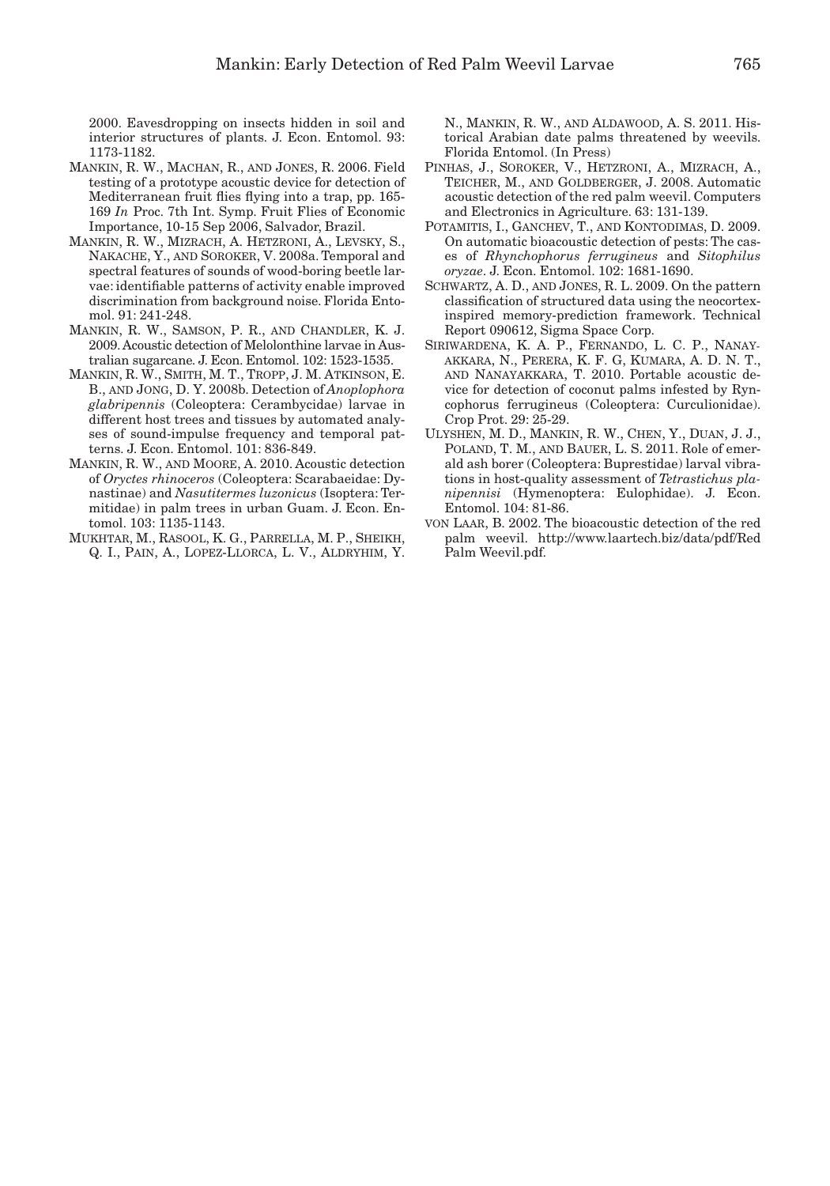2000. Eavesdropping on insects hidden in soil and interior structures of plants. J. Econ. Entomol. 93: 1173-1182.

MANKIN, R. W., MACHAN, R., AND JONES, R. 2006. Field testing of a prototype acoustic device for detection of Mediterranean fruit flies flying into a trap, pp. 165-169 *In* Proc. 7th Int. Symp. Fruit Flies of Economic Importance, 10-15 Sep 2006, Salvador, Brazil.

MANKIN, R. W., MIZRACH, A. HETZRONI, A., LEVSKY, S., NAKACHE, Y., AND SOROKER, V. 2008a. Temporal and spectral features of sounds of wood-boring beetle larvae: identifiable patterns of activity enable improved discrimination from background noise. Florida Entomol. 91: 241-248.

MANKIN, R. W., SAMSON, P. R., AND CHANDLER, K. J. 2009. Acoustic detection of Melolonthine larvae in Australian sugarcane. J. Econ. Entomol. 102: 1523-1535.

MANKIN, R. W., SMITH, M. T., TROPP, J. M. ATKINSON, E. B., AND JONG, D. Y. 2008b. Detection of *Anoplophora glabripennis* (Coleoptera: Cerambycidae) larvae in different host trees and tissues by automated analyses of sound-impulse frequency and temporal patterns. J. Econ. Entomol. 101: 836-849.

MANKIN, R. W., AND MOORE, A. 2010. Acoustic detection of *Oryctes rhinoceros* (Coleoptera: Scarabaeidae: Dynastinae) and *Nasutitermes luzonicus* (Isoptera: Termitidae) in palm trees in urban Guam. J. Econ. Entomol. 103: 1135-1143.

MUKHTAR, M., RASOOL, K. G., PARRELLA, M. P., SHEIKH, Q. I., PAIN, A., LOPEZ-LLORCA, L. V., ALDRYHIM, Y. N., MANKIN, R. W., AND ALDAWOOD, A. S. 2011. Historical Arabian date palms threatened by weevils. Florida Entomol. (In Press)

PINHAS, J., SOROKER, V., HETZRONI, A., MIZRACH, A., TEICHER, M., AND GOLDBERGER, J. 2008. Automatic acoustic detection of the red palm weevil. Computers and Electronics in Agriculture. 63: 131-139.

POTAMITIS, I., GANCHEV, T., AND KONTODIMAS, D. 2009. On automatic bioacoustic detection of pests: The cases of *Rhynchophorus ferrugineus* and *Sitophilus oryzae*. J. Econ. Entomol. 102: 1681-1690.

SCHWARTZ, A. D., AND JONES, R. L. 2009. On the pattern classification of structured data using the neocortex-inspired memory-prediction framework. Technical Report 090612, Sigma Space Corp.

SIRIWARDENA, K. A. P., FERNANDO, L. C. P., NANAYAKKARA, N., PERERA, K. F. G, KUMARA, A. D. N. T., AND NANAYAKKARA, T. 2010. Portable acoustic device for detection of coconut palms infested by Ryncophorus ferrugineus (Coleoptera: Curculionidae). Crop Prot. 29: 25-29.

ULYSHEN, M. D., MANKIN, R. W., CHEN, Y., DUAN, J. J., POLAND, T. M., AND BAUER, L. S. 2011. Role of emerald ash borer (Coleoptera: Buprestidae) larval vibrations in host-quality assessment of *Tetrastichus planipennisi* (Hymenoptera: Eulophidae). J. Econ. Entomol. 104: 81-86.

VON LAAR, B. 2002. The bioacoustic detection of the red palm weevil. http://www.laartech.biz/data/pdf/Red Palm Weevil.pdf.